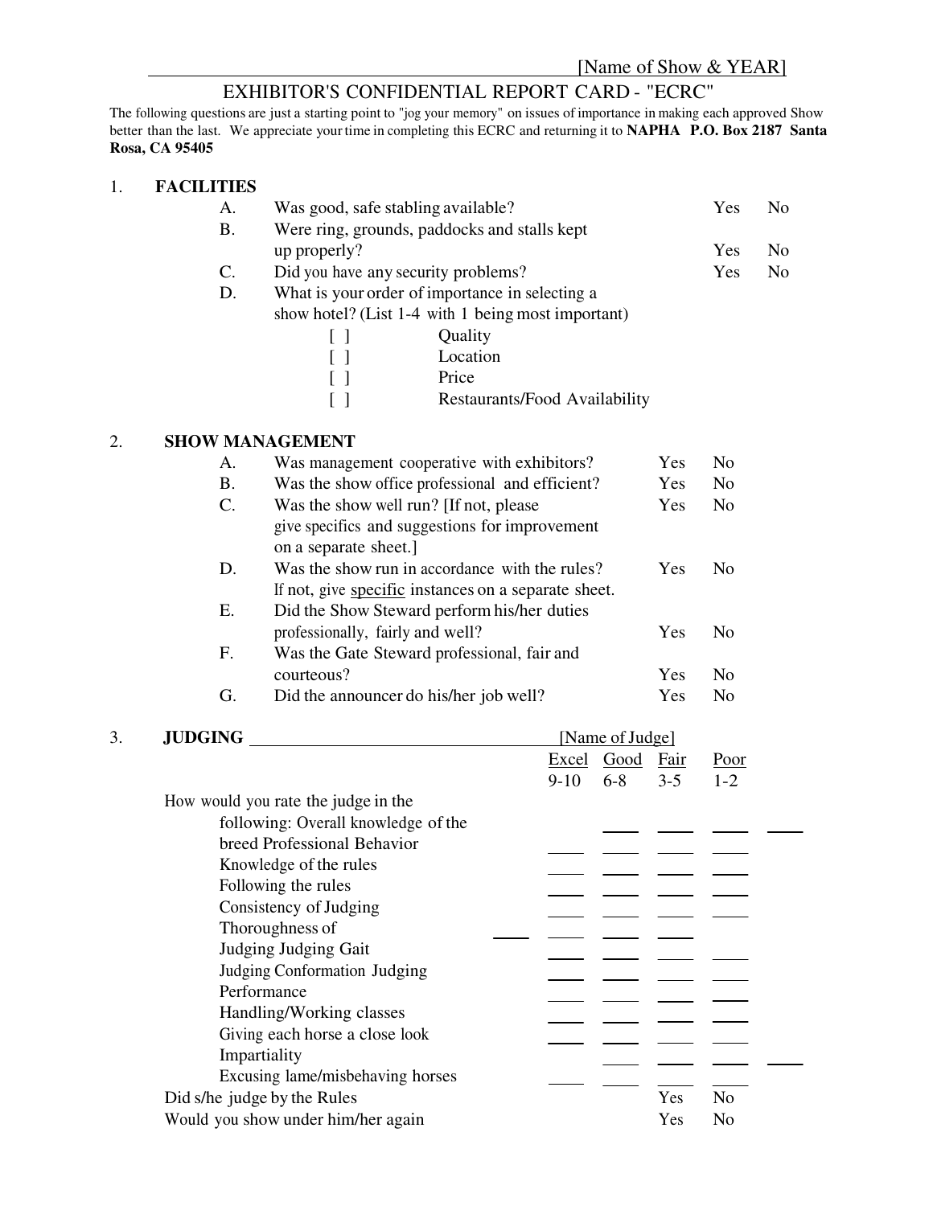[Name of Show & YEAR]

# EXHIBITOR'S CONFIDENTIAL REPORT CARD - "ECRC"

The following questions are just a starting point to "jog your memory" on issues of importance in making each approved Show better than the last. We appreciate your time in completing this ECRC and returning it to **NAPHA P.O. Box 2187 Santa Rosa, CA 95405**

## 1. FACILITIES

| | | | |
|---|---|---|---|
| A. | Was good, safe stabling available? | Yes | No |
| B. | Were ring, grounds, paddocks and stalls kept up properly? | Yes | No |
| C. | Did you have any security problems? | Yes | No |
| D. | What is your order of importance in selecting a show hotel? (List 1-4 with 1 being most important) | | |

- [ ] Quality
- [ ] Location
- [ ] Price
- [ ] Restaurants/Food Availability

## 2. SHOW MANAGEMENT

| | | | |
|---|---|---|---|
| A. | Was management cooperative with exhibitors? | Yes | No |
| B. | Was the show office professional and efficient? | Yes | No |
| C. | Was the show well run? [If not, please give specifics and suggestions for improvement on a separate sheet.] | Yes | No |
| D. | Was the show run in accordance with the rules? If not, give <u>specific</u> instances on a separate sheet. | Yes | No |
| E. | Did the Show Steward perform his/her duties professionally, fairly and well? | Yes | No |
| F. | Was the Gate Steward professional, fair and courteous? | Yes | No |
| G. | Did the announcer do his/her job well? | Yes | No |

## 3. JUDGING ______________________ [Name of Judge]

How would you rate the judge in the following:

| | Excel 9-10 | Good 6-8 | Fair 3-5 | Poor 1-2 |
|---|---|---|---|---|
| Overall knowledge of the breed | ____ | ____ | ____ | ____ |
| Professional Behavior | ____ | ____ | ____ | ____ |
| Knowledge of the rules | ____ | ____ | ____ | ____ |
| Following the rules | ____ | ____ | ____ | ____ |
| Consistency of Judging | ____ | ____ | ____ | ____ |
| Thoroughness of Judging | ____ | ____ | ____ | ____ |
| Judging Gait | ____ | ____ | ____ | ____ |
| Judging Conformation | ____ | ____ | ____ | ____ |
| Judging Performance | ____ | ____ | ____ | ____ |
| Handling/Working classes | ____ | ____ | ____ | ____ |
| Giving each horse a close look | ____ | ____ | ____ | ____ |
| Impartiality | ____ | ____ | ____ | ____ |
| Excusing lame/misbehaving horses | ____ | ____ | ____ | ____ |

| | | |
|---|---|---|
| Did s/he judge by the Rules | Yes | No |
| Would you show under him/her again | Yes | No |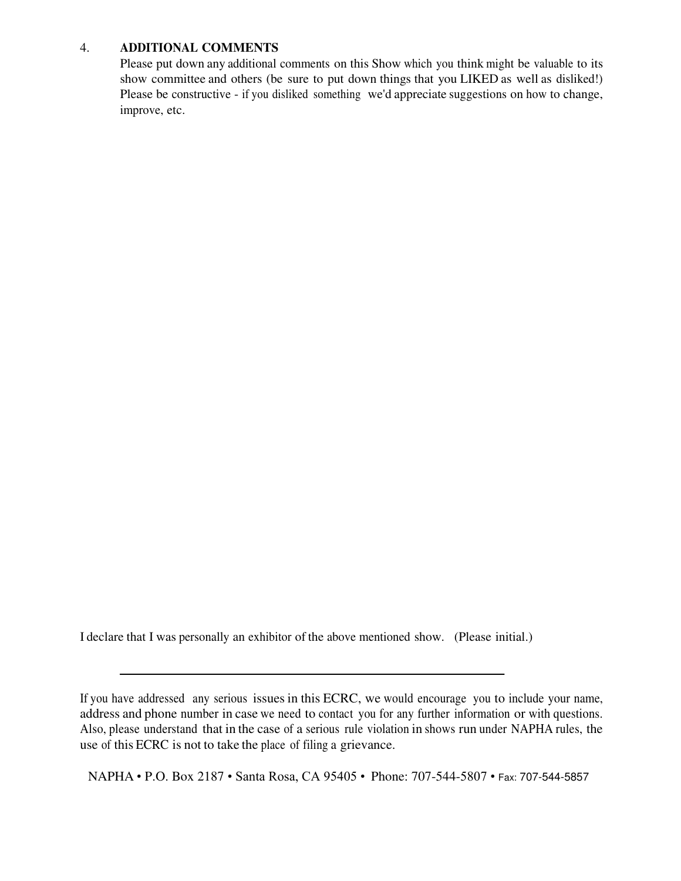4. **ADDITIONAL COMMENTS**

Please put down any additional comments on this Show which you think might be valuable to its show committee and others (be sure to put down things that you LIKED as well as disliked!) Please be constructive - if you disliked something we'd appreciate suggestions on how to change, improve, etc.

I declare that I was personally an exhibitor of the above mentioned show. (Please initial.)

\_\_\_\_\_\_\_\_\_\_\_\_\_\_\_\_\_\_\_\_\_\_\_\_\_\_\_\_\_\_\_\_\_\_\_\_\_\_\_\_\_\_\_\_\_\_\_\_

If you have addressed any serious issues in this ECRC, we would encourage you to include your name, address and phone number in case we need to contact you for any further information or with questions. Also, please understand that in the case of a serious rule violation in shows run under NAPHA rules, the use of this ECRC is not to take the place of filing a grievance.

NAPHA • P.O. Box 2187 • Santa Rosa, CA 95405 • Phone: 707-544-5807 • Fax: 707-544-5857